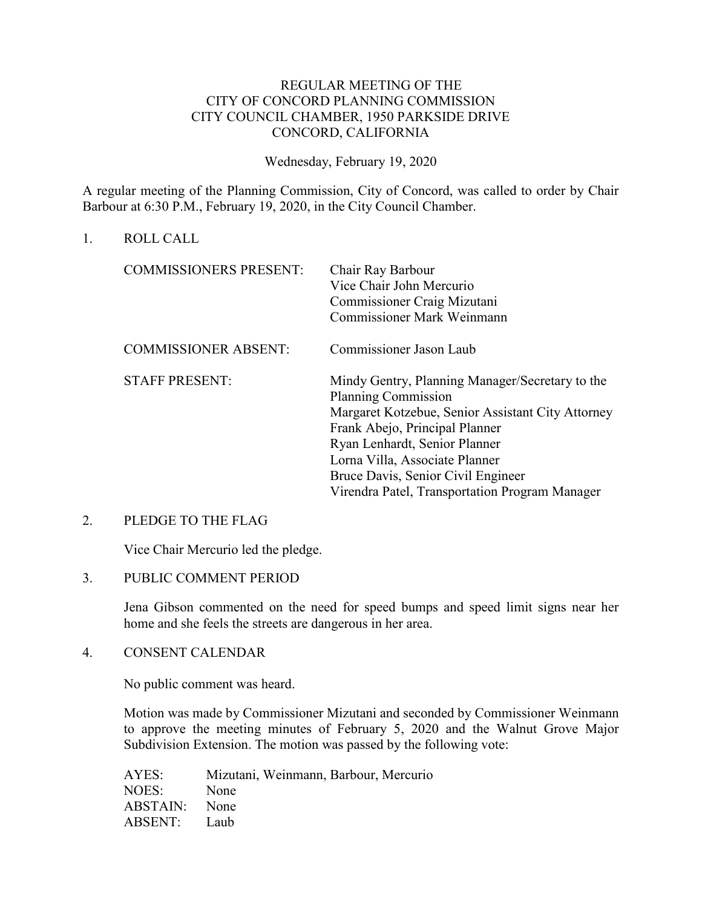# REGULAR MEETING OF THE
# CITY OF CONCORD PLANNING COMMISSION
# CITY COUNCIL CHAMBER, 1950 PARKSIDE DRIVE
# CONCORD, CALIFORNIA

Wednesday, February 19, 2020

A regular meeting of the Planning Commission, City of Concord, was called to order by Chair Barbour at 6:30 P.M., February 19, 2020, in the City Council Chamber.

## 1. ROLL CALL

| | |
|---|---|
| COMMISSIONERS PRESENT: | Chair Ray Barbour<br>Vice Chair John Mercurio<br>Commissioner Craig Mizutani<br>Commissioner Mark Weinmann |
| COMMISSIONER ABSENT: | Commissioner Jason Laub |
| STAFF PRESENT: | Mindy Gentry, Planning Manager/Secretary to the Planning Commission<br>Margaret Kotzebue, Senior Assistant City Attorney<br>Frank Abejo, Principal Planner<br>Ryan Lenhardt, Senior Planner<br>Lorna Villa, Associate Planner<br>Bruce Davis, Senior Civil Engineer<br>Virendra Patel, Transportation Program Manager |

## 2. PLEDGE TO THE FLAG

Vice Chair Mercurio led the pledge.

## 3. PUBLIC COMMENT PERIOD

Jena Gibson commented on the need for speed bumps and speed limit signs near her home and she feels the streets are dangerous in her area.

## 4. CONSENT CALENDAR

No public comment was heard.

Motion was made by Commissioner Mizutani and seconded by Commissioner Weinmann to approve the meeting minutes of February 5, 2020 and the Walnut Grove Major Subdivision Extension. The motion was passed by the following vote:

| | |
|---|---|
| AYES: | Mizutani, Weinmann, Barbour, Mercurio |
| NOES: | None |
| ABSTAIN: | None |
| ABSENT: | Laub |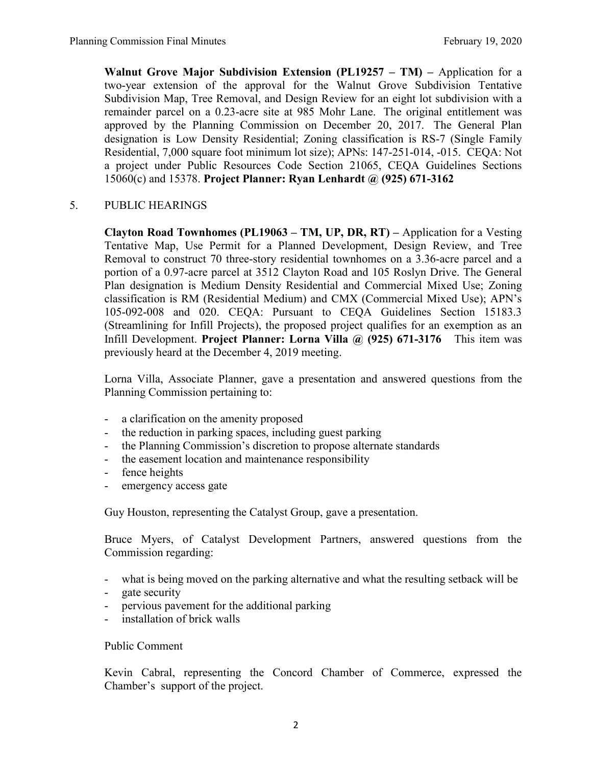**Walnut Grove Major Subdivision Extension (PL19257 – TM) –** Application for a two-year extension of the approval for the Walnut Grove Subdivision Tentative Subdivision Map, Tree Removal, and Design Review for an eight lot subdivision with a remainder parcel on a 0.23-acre site at 985 Mohr Lane. The original entitlement was approved by the Planning Commission on December 20, 2017. The General Plan designation is Low Density Residential; Zoning classification is RS-7 (Single Family Residential, 7,000 square foot minimum lot size); APNs: 147-251-014, -015. CEQA: Not a project under Public Resources Code Section 21065, CEQA Guidelines Sections 15060(c) and 15378. **Project Planner: Ryan Lenhardt @ (925) 671-3162**

5. PUBLIC HEARINGS

**Clayton Road Townhomes (PL19063 – TM, UP, DR, RT) –** Application for a Vesting Tentative Map, Use Permit for a Planned Development, Design Review, and Tree Removal to construct 70 three-story residential townhomes on a 3.36-acre parcel and a portion of a 0.97-acre parcel at 3512 Clayton Road and 105 Roslyn Drive. The General Plan designation is Medium Density Residential and Commercial Mixed Use; Zoning classification is RM (Residential Medium) and CMX (Commercial Mixed Use); APN's 105-092-008 and 020. CEQA: Pursuant to CEQA Guidelines Section 15183.3 (Streamlining for Infill Projects), the proposed project qualifies for an exemption as an Infill Development. **Project Planner: Lorna Villa @ (925) 671-3176** This item was previously heard at the December 4, 2019 meeting.

Lorna Villa, Associate Planner, gave a presentation and answered questions from the Planning Commission pertaining to:

- a clarification on the amenity proposed
- the reduction in parking spaces, including guest parking
- the Planning Commission's discretion to propose alternate standards
- the easement location and maintenance responsibility
- fence heights
- emergency access gate

Guy Houston, representing the Catalyst Group, gave a presentation.

Bruce Myers, of Catalyst Development Partners, answered questions from the Commission regarding:

- what is being moved on the parking alternative and what the resulting setback will be
- gate security
- pervious pavement for the additional parking
- installation of brick walls

Public Comment

Kevin Cabral, representing the Concord Chamber of Commerce, expressed the Chamber's support of the project.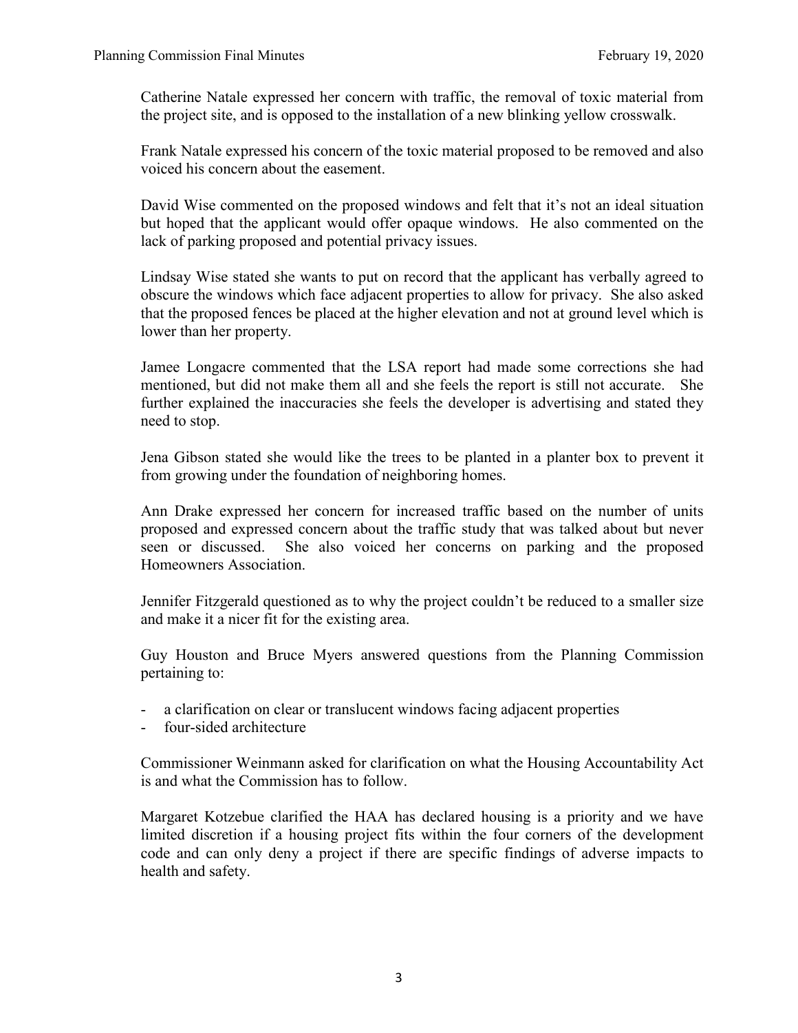Catherine Natale expressed her concern with traffic, the removal of toxic material from the project site, and is opposed to the installation of a new blinking yellow crosswalk.

Frank Natale expressed his concern of the toxic material proposed to be removed and also voiced his concern about the easement.

David Wise commented on the proposed windows and felt that it's not an ideal situation but hoped that the applicant would offer opaque windows. He also commented on the lack of parking proposed and potential privacy issues.

Lindsay Wise stated she wants to put on record that the applicant has verbally agreed to obscure the windows which face adjacent properties to allow for privacy. She also asked that the proposed fences be placed at the higher elevation and not at ground level which is lower than her property.

Jamee Longacre commented that the LSA report had made some corrections she had mentioned, but did not make them all and she feels the report is still not accurate. She further explained the inaccuracies she feels the developer is advertising and stated they need to stop.

Jena Gibson stated she would like the trees to be planted in a planter box to prevent it from growing under the foundation of neighboring homes.

Ann Drake expressed her concern for increased traffic based on the number of units proposed and expressed concern about the traffic study that was talked about but never seen or discussed. She also voiced her concerns on parking and the proposed Homeowners Association.

Jennifer Fitzgerald questioned as to why the project couldn't be reduced to a smaller size and make it a nicer fit for the existing area.

Guy Houston and Bruce Myers answered questions from the Planning Commission pertaining to:

- a clarification on clear or translucent windows facing adjacent properties
- four-sided architecture

Commissioner Weinmann asked for clarification on what the Housing Accountability Act is and what the Commission has to follow.

Margaret Kotzebue clarified the HAA has declared housing is a priority and we have limited discretion if a housing project fits within the four corners of the development code and can only deny a project if there are specific findings of adverse impacts to health and safety.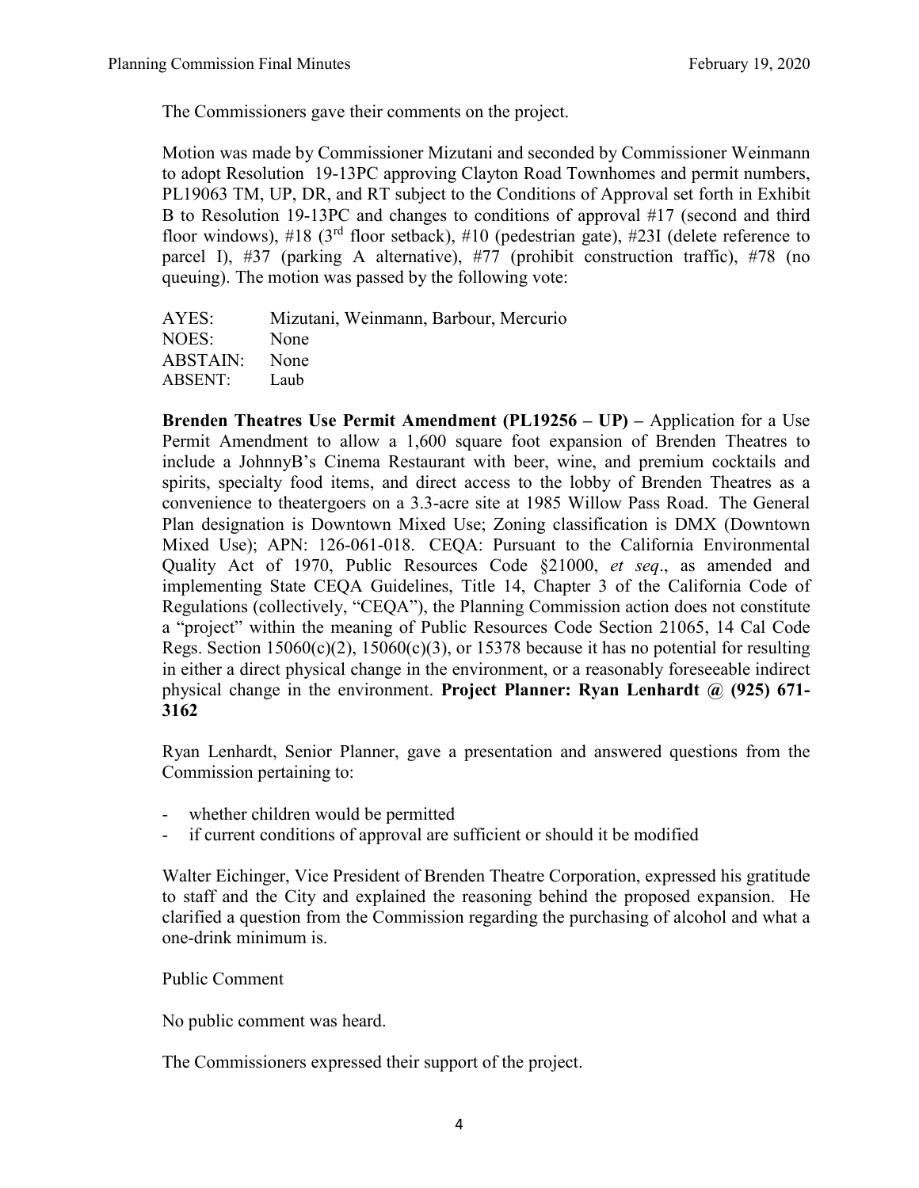The Commissioners gave their comments on the project.

Motion was made by Commissioner Mizutani and seconded by Commissioner Weinmann to adopt Resolution 19-13PC approving Clayton Road Townhomes and permit numbers, PL19063 TM, UP, DR, and RT subject to the Conditions of Approval set forth in Exhibit B to Resolution 19-13PC and changes to conditions of approval #17 (second and third floor windows), #18 (3rd floor setback), #10 (pedestrian gate), #23I (delete reference to parcel I), #37 (parking A alternative), #77 (prohibit construction traffic), #78 (no queuing). The motion was passed by the following vote:

AYES: Mizutani, Weinmann, Barbour, Mercurio
NOES: None
ABSTAIN: None
ABSENT: Laub

**Brenden Theatres Use Permit Amendment (PL19256 – UP) –** Application for a Use Permit Amendment to allow a 1,600 square foot expansion of Brenden Theatres to include a JohnnyB's Cinema Restaurant with beer, wine, and premium cocktails and spirits, specialty food items, and direct access to the lobby of Brenden Theatres as a convenience to theatergoers on a 3.3-acre site at 1985 Willow Pass Road. The General Plan designation is Downtown Mixed Use; Zoning classification is DMX (Downtown Mixed Use); APN: 126-061-018. CEQA: Pursuant to the California Environmental Quality Act of 1970, Public Resources Code §21000, *et seq*., as amended and implementing State CEQA Guidelines, Title 14, Chapter 3 of the California Code of Regulations (collectively, "CEQA"), the Planning Commission action does not constitute a "project" within the meaning of Public Resources Code Section 21065, 14 Cal Code Regs. Section 15060(c)(2), 15060(c)(3), or 15378 because it has no potential for resulting in either a direct physical change in the environment, or a reasonably foreseeable indirect physical change in the environment. **Project Planner: Ryan Lenhardt @ (925) 671-3162**

Ryan Lenhardt, Senior Planner, gave a presentation and answered questions from the Commission pertaining to:

- whether children would be permitted
- if current conditions of approval are sufficient or should it be modified

Walter Eichinger, Vice President of Brenden Theatre Corporation, expressed his gratitude to staff and the City and explained the reasoning behind the proposed expansion. He clarified a question from the Commission regarding the purchasing of alcohol and what a one-drink minimum is.

Public Comment

No public comment was heard.

The Commissioners expressed their support of the project.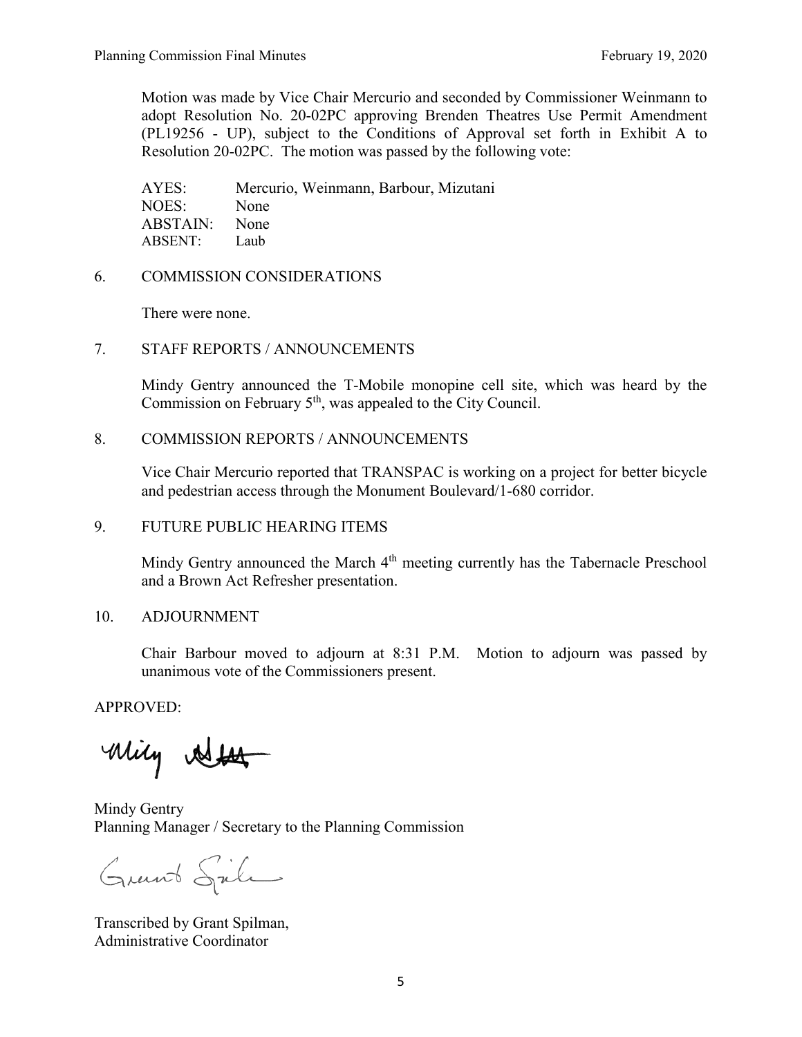Motion was made by Vice Chair Mercurio and seconded by Commissioner Weinmann to adopt Resolution No. 20-02PC approving Brenden Theatres Use Permit Amendment (PL19256 - UP), subject to the Conditions of Approval set forth in Exhibit A to Resolution 20-02PC. The motion was passed by the following vote:

| | |
|---|---|
| AYES: | Mercurio, Weinmann, Barbour, Mizutani |
| NOES: | None |
| ABSTAIN: | None |
| ABSENT: | Laub |

6. COMMISSION CONSIDERATIONS

   There were none.

7. STAFF REPORTS / ANNOUNCEMENTS

   Mindy Gentry announced the T-Mobile monopine cell site, which was heard by the Commission on February 5th, was appealed to the City Council.

8. COMMISSION REPORTS / ANNOUNCEMENTS

   Vice Chair Mercurio reported that TRANSPAC is working on a project for better bicycle and pedestrian access through the Monument Boulevard/1-680 corridor.

9. FUTURE PUBLIC HEARING ITEMS

   Mindy Gentry announced the March 4th meeting currently has the Tabernacle Preschool and a Brown Act Refresher presentation.

10. ADJOURNMENT

    Chair Barbour moved to adjourn at 8:31 P.M. Motion to adjourn was passed by unanimous vote of the Commissioners present.

APPROVED:

Mindy Gentry
Planning Manager / Secretary to the Planning Commission

Transcribed by Grant Spilman,
Administrative Coordinator